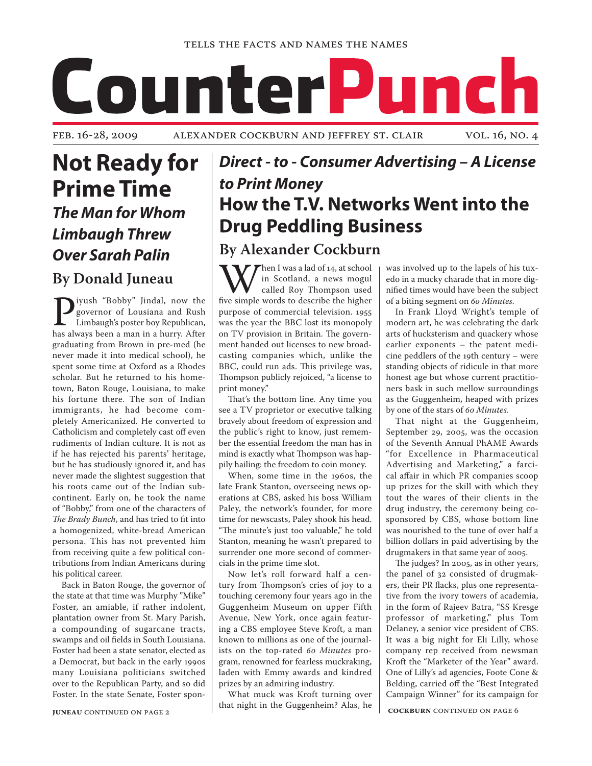TELLS THE FACTS AND NAMES THE NAMES

# CounterPunch

FEB. 16-28, 2009 ALEXANDER COCKBURN AND JEFFREY ST. CLAIR VOL. 16, NO. 4

## Not Ready for Prime Time

### *The Man for Whom Limbaugh Threw Over Sarah Palin*

### By Donald Juneau

Piyush "Bobby" Jindal, now the governor of Lousiana and Rush Limbaugh's poster boy Republican, has always been a man in a hurry. After graduating from Brown in pre-med (he never made it into medical school), he spent some time at Oxford as a Rhodes scholar. But he returned to his hometown, Baton Rouge, Louisiana, to make his fortune there. The son of Indian immigrants, he had become completely Americanized. He converted to Catholicism and completely cast off even rudiments of Indian culture. It is not as if he has rejected his parents' heritage, but he has studiously ignored it, and has never made the slightest suggestion that his roots came out of the Indian subcontinent. Early on, he took the name of "Bobby," from one of the characters of *The Brady Bunch*, and has tried to fit into a homogenized, white-bread American persona. This has not prevented him from receiving quite a few political contributions from Indian Americans during his political career.

Back in Baton Rouge, the governor of the state at that time was Murphy "Mike" Foster, an amiable, if rather indolent, plantation owner from St. Mary Parish, a compounding of sugarcane tracts, swamps and oil fields in South Louisiana. Foster had been a state senator, elected as a Democrat, but back in the early 1990s many Louisiana politicians switched over to the Republican Party, and so did Foster. In the state Senate, Foster spon-

**JUNEAU** CONTINUED ON PAGE 2

## *Direct - to - Consumer Advertising – A License to Print Money*

## How the T.V. Networks Went into the Drug Peddling Business

### By Alexander Cockburn

When I was a lad of 14, at school in Scotland, a news mogul called Roy Thompson used five simple words to describe the higher purpose of commercial television. 1955 was the year the BBC lost its monopoly on TV provision in Britain. The government handed out licenses to new broadcasting companies which, unlike the BBC, could run ads. This privilege was, Thompson publicly rejoiced, "a license to print money."

That's the bottom line. Any time you see a TV proprietor or executive talking bravely about freedom of expression and the public's right to know, just remember the essential freedom the man has in mind is exactly what Thompson was happily hailing: the freedom to coin money.

When, some time in the 1960s, the late Frank Stanton, overseeing news operations at CBS, asked his boss William Paley, the network's founder, for more time for newscasts, Paley shook his head. "The minute's just too valuable," he told Stanton, meaning he wasn't prepared to surrender one more second of commercials in the prime time slot.

Now let's roll forward half a century from Thompson's cries of joy to a touching ceremony four years ago in the Guggenheim Museum on upper Fifth Avenue, New York, once again featuring a CBS employee Steve Kroft, a man known to millions as one of the journalists on the top-rated *60 Minutes* program, renowned for fearless muckraking, laden with Emmy awards and kindred prizes by an admiring industry.

What muck was Kroft turning over that night in the Guggenheim? Alas, he was involved up to the lapels of his tuxedo in a mucky charade that in more dignified times would have been the subject of a biting segment on *60 Minutes*.

In Frank Lloyd Wright's temple of modern art, he was celebrating the dark arts of hucksterism and quackery whose earlier exponents – the patent medicine peddlers of the 19th century – were standing objects of ridicule in that more honest age but whose current practitioners bask in such mellow surroundings as the Guggenheim, heaped with prizes by one of the stars of *60 Minutes*.

That night at the Guggenheim, September 29, 2005, was the occasion of the Seventh Annual PhAME Awards "for Excellence in Pharmaceutical Advertising and Marketing," a farcical affair in which PR companies scoop up prizes for the skill with which they tout the wares of their clients in the drug industry, the ceremony being co-sponsored by CBS, whose bottom line was nourished to the tune of over half a billion dollars in paid advertising by the drugmakers in that same year of 2005.

The judges? In 2005, as in other years, the panel of 32 consisted of drugmakers, their PR flacks, plus one representative from the ivory towers of academia, in the form of Rajeev Batra, "SS Kresge professor of marketing," plus Tom Delaney, a senior vice president of CBS. It was a big night for Eli Lilly, whose company rep received from newsman Kroft the "Marketer of the Year" award. One of Lilly's ad agencies, Foote Cone & Belding, carried off the "Best Integrated Campaign Winner" for its campaign for

**COCKBURN** CONTINUED ON PAGE 6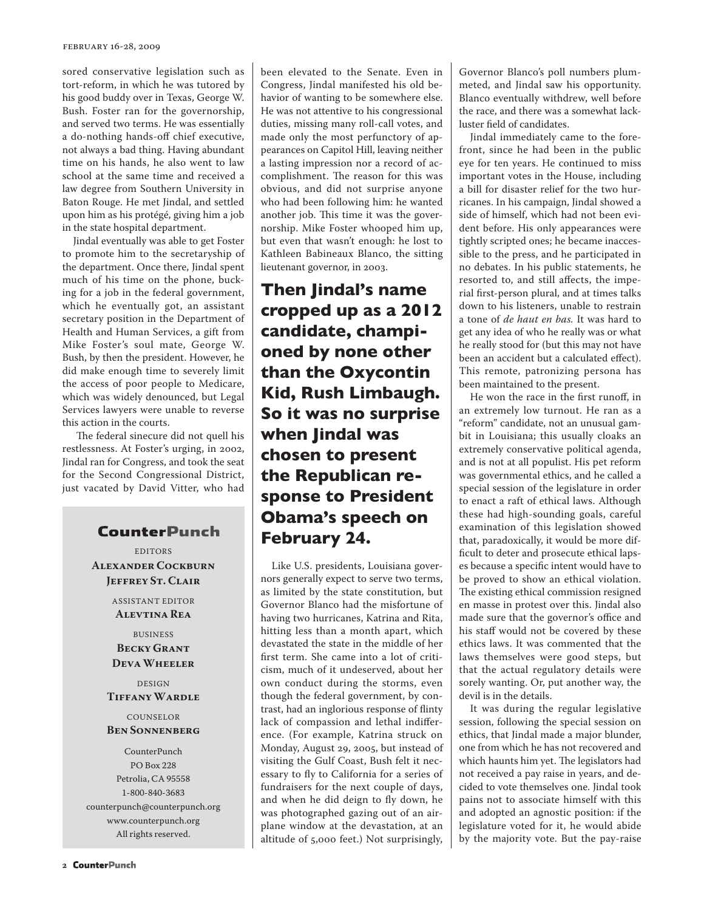sored conservative legislation such as tort-reform, in which he was tutored by his good buddy over in Texas, George W. Bush. Foster ran for the governorship, and served two terms. He was essentially a do-nothing hands-off chief executive, not always a bad thing. Having abundant time on his hands, he also went to law school at the same time and received a law degree from Southern University in Baton Rouge. He met Jindal, and settled upon him as his protégé, giving him a job in the state hospital department.

Jindal eventually was able to get Foster to promote him to the secretaryship of the department. Once there, Jindal spent much of his time on the phone, bucking for a job in the federal government, which he eventually got, an assistant secretary position in the Department of Health and Human Services, a gift from Mike Foster's soul mate, George W. Bush, by then the president. However, he did make enough time to severely limit the access of poor people to Medicare, which was widely denounced, but Legal Services lawyers were unable to reverse this action in the courts.

The federal sinecure did not quell his restlessness. At Foster's urging, in 2002, Jindal ran for Congress, and took the seat for the Second Congressional District, just vacated by David Vitter, who had been elevated to the Senate. Even in Congress, Jindal manifested his old behavior of wanting to be somewhere else. He was not attentive to his congressional duties, missing many roll-call votes, and made only the most perfunctory of appearances on Capitol Hill, leaving neither a lasting impression nor a record of accomplishment. The reason for this was obvious, and did not surprise anyone who had been following him: he wanted another job. This time it was the governorship. Mike Foster whooped him up, but even that wasn't enough: he lost to Kathleen Babineaux Blanco, the sitting lieutenant governor, in 2003.

**Then Jindal's name cropped up as a 2012 candidate, championed by none other than the Oxycontin Kid, Rush Limbaugh. So it was no surprise when Jindal was chosen to present the Republican response to President Obama's speech on February 24.**

Like U.S. presidents, Louisiana governors generally expect to serve two terms, as limited by the state constitution, but Governor Blanco had the misfortune of having two hurricanes, Katrina and Rita, hitting less than a month apart, which devastated the state in the middle of her first term. She came into a lot of criticism, much of it undeserved, about her own conduct during the storms, even though the federal government, by contrast, had an inglorious response of flinty lack of compassion and lethal indifference. (For example, Katrina struck on Monday, August 29, 2005, but instead of visiting the Gulf Coast, Bush felt it necessary to fly to California for a series of fundraisers for the next couple of days, and when he did deign to fly down, he was photographed gazing out of an airplane window at the devastation, at an altitude of 5,000 feet.) Not surprisingly, Governor Blanco's poll numbers plummeted, and Jindal saw his opportunity. Blanco eventually withdrew, well before the race, and there was a somewhat lackluster field of candidates.

Jindal immediately came to the forefront, since he had been in the public eye for ten years. He continued to miss important votes in the House, including a bill for disaster relief for the two hurricanes. In his campaign, Jindal showed a side of himself, which had not been evident before. His only appearances were tightly scripted ones; he became inaccessible to the press, and he participated in no debates. In his public statements, he resorted to, and still affects, the imperial first-person plural, and at times talks down to his listeners, unable to restrain a tone of *de haut en bas.* It was hard to get any idea of who he really was or what he really stood for (but this may not have been an accident but a calculated effect). This remote, patronizing persona has been maintained to the present.

He won the race in the first runoff, in an extremely low turnout. He ran as a "reform" candidate, not an unusual gambit in Louisiana; this usually cloaks an extremely conservative political agenda, and is not at all populist. His pet reform was governmental ethics, and he called a special session of the legislature in order to enact a raft of ethical laws. Although these had high-sounding goals, careful examination of this legislation showed that, paradoxically, it would be more difficult to deter and prosecute ethical lapses because a specific intent would have to be proved to show an ethical violation. The existing ethical commission resigned en masse in protest over this. Jindal also made sure that the governor's office and his staff would not be covered by these ethics laws. It was commented that the laws themselves were good steps, but that the actual regulatory details were sorely wanting. Or, put another way, the devil is in the details.

It was during the regular legislative session, following the special session on ethics, that Jindal made a major blunder, one from which he has not recovered and which haunts him yet. The legislators had not received a pay raise in years, and decided to vote themselves one. Jindal took pains not to associate himself with this and adopted an agnostic position: if the legislature voted for it, he would abide by the majority vote. But the pay-raise

**CounterPunch**

EDITORS
**Alexander Cockburn**
**Jeffrey St. Clair**

ASSISTANT EDITOR
**Alevtina Rea**

BUSINESS
**Becky Grant**
**Deva Wheeler**

DESIGN
**Tiffany Wardle**

COUNSELOR
**Ben Sonnenberg**

CounterPunch
PO Box 228
Petrolia, CA 95558
1-800-840-3683
counterpunch@counterpunch.org
www.counterpunch.org
All rights reserved.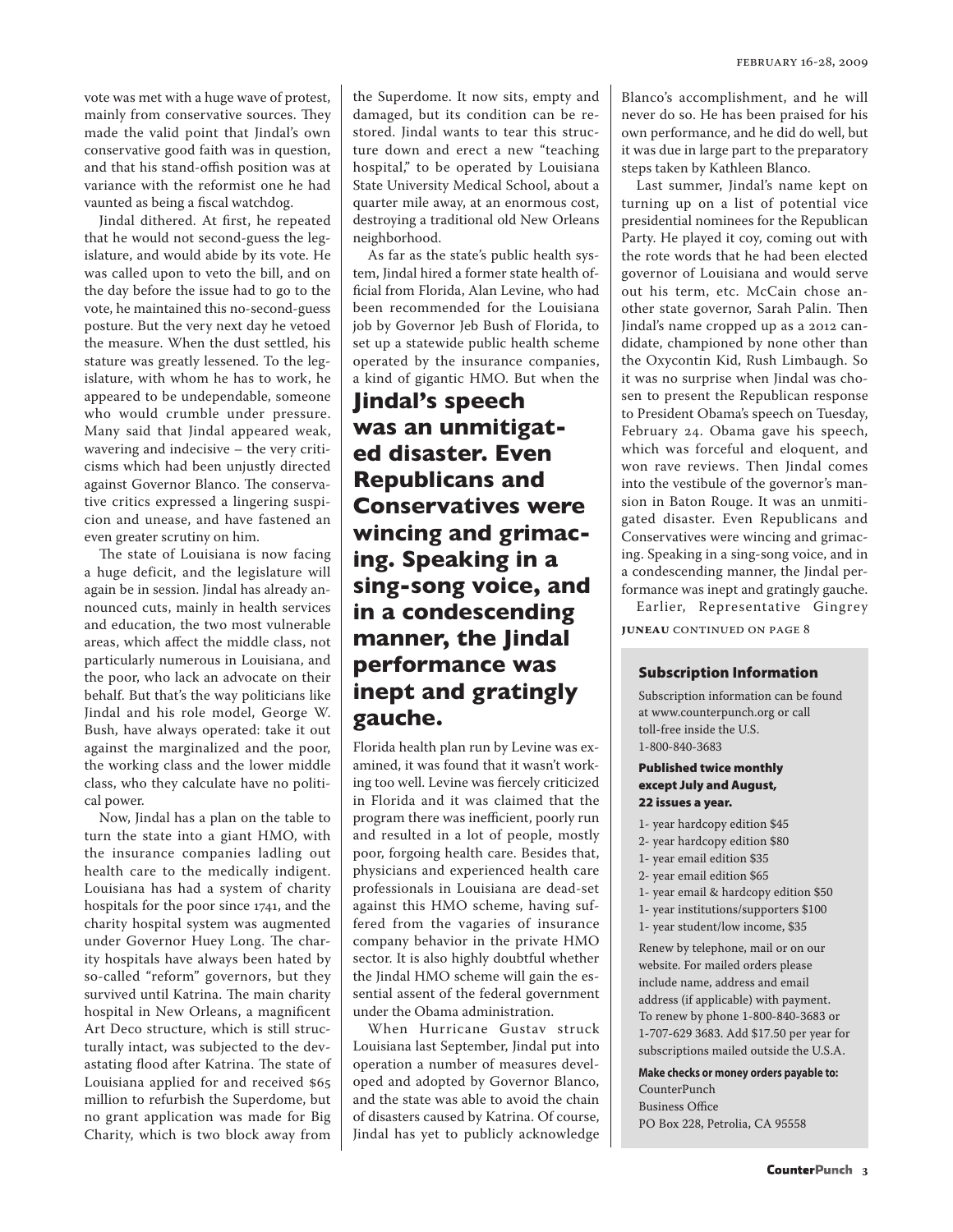vote was met with a huge wave of protest, mainly from conservative sources. They made the valid point that Jindal's own conservative good faith was in question, and that his stand-offish position was at variance with the reformist one he had vaunted as being a fiscal watchdog.

Jindal dithered. At first, he repeated that he would not second-guess the legislature, and would abide by its vote. He was called upon to veto the bill, and on the day before the issue had to go to the vote, he maintained this no-second-guess posture. But the very next day he vetoed the measure. When the dust settled, his stature was greatly lessened. To the legislature, with whom he has to work, he appeared to be undependable, someone who would crumble under pressure. Many said that Jindal appeared weak, wavering and indecisive – the very criticisms which had been unjustly directed against Governor Blanco. The conservative critics expressed a lingering suspicion and unease, and have fastened an even greater scrutiny on him.

The state of Louisiana is now facing a huge deficit, and the legislature will again be in session. Jindal has already announced cuts, mainly in health services and education, the two most vulnerable areas, which affect the middle class, not particularly numerous in Louisiana, and the poor, who lack an advocate on their behalf. But that's the way politicians like Jindal and his role model, George W. Bush, have always operated: take it out against the marginalized and the poor, the working class and the lower middle class, who they calculate have no political power.

Now, Jindal has a plan on the table to turn the state into a giant HMO, with the insurance companies ladling out health care to the medically indigent. Louisiana has had a system of charity hospitals for the poor since 1741, and the charity hospital system was augmented under Governor Huey Long. The charity hospitals have always been hated by so-called "reform" governors, but they survived until Katrina. The main charity hospital in New Orleans, a magnificent Art Deco structure, which is still structurally intact, was subjected to the devastating flood after Katrina. The state of Louisiana applied for and received $65 million to refurbish the Superdome, but no grant application was made for Big Charity, which is two block away from the Superdome. It now sits, empty and damaged, but its condition can be restored. Jindal wants to tear this structure down and erect a new "teaching hospital," to be operated by Louisiana State University Medical School, about a quarter mile away, at an enormous cost, destroying a traditional old New Orleans neighborhood.

As far as the state's public health system, Jindal hired a former state health official from Florida, Alan Levine, who had been recommended for the Louisiana job by Governor Jeb Bush of Florida, to set up a statewide public health scheme operated by the insurance companies, a kind of gigantic HMO. But when the Florida health plan run by Levine was examined, it was found that it wasn't working too well. Levine was fiercely criticized in Florida and it was claimed that the program there was inefficient, poorly run and resulted in a lot of people, mostly poor, forgoing health care. Besides that, physicians and experienced health care professionals in Louisiana are dead-set against this HMO scheme, having suffered from the vagaries of insurance company behavior in the private HMO sector. It is also highly doubtful whether the Jindal HMO scheme will gain the essential assent of the federal government under the Obama administration.

**Jindal's speech was an unmitigated disaster. Even Republicans and Conservatives were wincing and grimacing. Speaking in a sing-song voice, and in a condescending manner, the Jindal performance was inept and gratingly gauche.**

When Hurricane Gustav struck Louisiana last September, Jindal put into operation a number of measures developed and adopted by Governor Blanco, and the state was able to avoid the chain of disasters caused by Katrina. Of course, Jindal has yet to publicly acknowledge Blanco's accomplishment, and he will never do so. He has been praised for his own performance, and he did do well, but it was due in large part to the preparatory steps taken by Kathleen Blanco.

Last summer, Jindal's name kept on turning up on a list of potential vice presidential nominees for the Republican Party. He played it coy, coming out with the rote words that he had been elected governor of Louisiana and would serve out his term, etc. McCain chose another state governor, Sarah Palin. Then Jindal's name cropped up as a 2012 candidate, championed by none other than the Oxycontin Kid, Rush Limbaugh. So it was no surprise when Jindal was chosen to present the Republican response to President Obama's speech on Tuesday, February 24. Obama gave his speech, which was forceful and eloquent, and won rave reviews. Then Jindal comes into the vestibule of the governor's mansion in Baton Rouge. It was an unmitigated disaster. Even Republicans and Conservatives were wincing and grimacing. Speaking in a sing-song voice, and in a condescending manner, the Jindal performance was inept and gratingly gauche.

Earlier, Representative Gingrey

**JUNEAU** CONTINUED ON PAGE 8

### Subscription Information

Subscription information can be found at www.counterpunch.org or call toll-free inside the U.S. 1-800-840-3683

**Published twice monthly except July and August, 22 issues a year.**

- 1- year hardcopy edition $45
- 2- year hardcopy edition $80
- 1- year email edition $35
- 2- year email edition $65
- 1- year email & hardcopy edition $50
- 1- year institutions/supporters $100
- 1- year student/low income, $35

Renew by telephone, mail or on our website. For mailed orders please include name, address and email address (if applicable) with payment. To renew by phone 1-800-840-3683 or 1-707-629 3683. Add $17.50 per year for subscriptions mailed outside the U.S.A.

**Make checks or money orders payable to:**
CounterPunch
Business Office
PO Box 228, Petrolia, CA 95558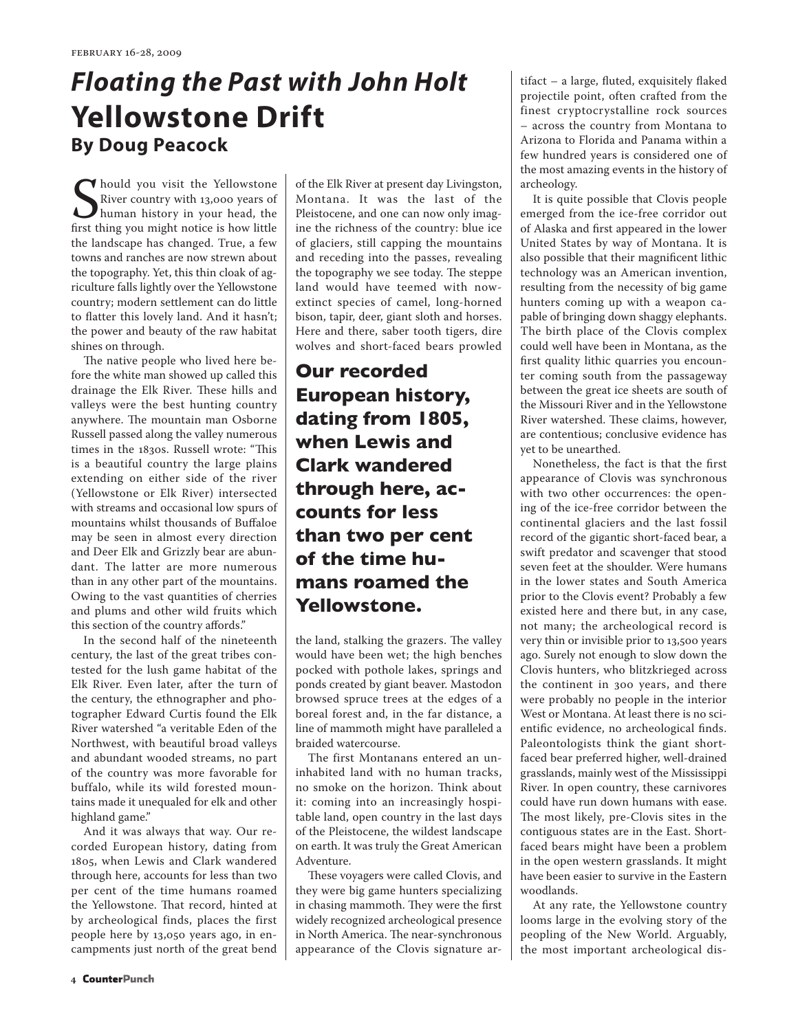# *Floating the Past with John Holt*

# Yellowstone Drift

## By Doug Peacock

Should you visit the Yellowstone River country with 13,000 years of human history in your head, the first thing you might notice is how little the landscape has changed. True, a few towns and ranches are now strewn about the topography. Yet, this thin cloak of agriculture falls lightly over the Yellowstone country; modern settlement can do little to flatter this lovely land. And it hasn't; the power and beauty of the raw habitat shines on through.

The native people who lived here before the white man showed up called this drainage the Elk River. These hills and valleys were the best hunting country anywhere. The mountain man Osborne Russell passed along the valley numerous times in the 1830s. Russell wrote: "This is a beautiful country the large plains extending on either side of the river (Yellowstone or Elk River) intersected with streams and occasional low spurs of mountains whilst thousands of Buffaloe may be seen in almost every direction and Deer Elk and Grizzly bear are abundant. The latter are more numerous than in any other part of the mountains. Owing to the vast quantities of cherries and plums and other wild fruits which this section of the country affords."

In the second half of the nineteenth century, the last of the great tribes contested for the lush game habitat of the Elk River. Even later, after the turn of the century, the ethnographer and photographer Edward Curtis found the Elk River watershed "a veritable Eden of the Northwest, with beautiful broad valleys and abundant wooded streams, no part of the country was more favorable for buffalo, while its wild forested mountains made it unequaled for elk and other highland game."

And it was always that way. Our recorded European history, dating from 1805, when Lewis and Clark wandered through here, accounts for less than two per cent of the time humans roamed the Yellowstone. That record, hinted at by archeological finds, places the first people here by 13,050 years ago, in encampments just north of the great bend of the Elk River at present day Livingston, Montana. It was the last of the Pleistocene, and one can now only imagine the richness of the country: blue ice of glaciers, still capping the mountains and receding into the passes, revealing the topography we see today. The steppe land would have teemed with now-extinct species of camel, long-horned bison, tapir, deer, giant sloth and horses. Here and there, saber tooth tigers, dire wolves and short-faced bears prowled the land, stalking the grazers. The valley would have been wet; the high benches pocked with pothole lakes, springs and ponds created by giant beaver. Mastodon browsed spruce trees at the edges of a boreal forest and, in the far distance, a line of mammoth might have paralleled a braided watercourse.

**Our recorded European history, dating from 1805, when Lewis and Clark wandered through here, accounts for less than two per cent of the time humans roamed the Yellowstone.**

The first Montanans entered an uninhabited land with no human tracks, no smoke on the horizon. Think about it: coming into an increasingly hospitable land, open country in the last days of the Pleistocene, the wildest landscape on earth. It was truly the Great American Adventure.

These voyagers were called Clovis, and they were big game hunters specializing in chasing mammoth. They were the first widely recognized archeological presence in North America. The near-synchronous appearance of the Clovis signature artifact – a large, fluted, exquisitely flaked projectile point, often crafted from the finest cryptocrystalline rock sources – across the country from Montana to Arizona to Florida and Panama within a few hundred years is considered one of the most amazing events in the history of archeology.

It is quite possible that Clovis people emerged from the ice-free corridor out of Alaska and first appeared in the lower United States by way of Montana. It is also possible that their magnificent lithic technology was an American invention, resulting from the necessity of big game hunters coming up with a weapon capable of bringing down shaggy elephants. The birth place of the Clovis complex could well have been in Montana, as the first quality lithic quarries you encounter coming south from the passageway between the great ice sheets are south of the Missouri River and in the Yellowstone River watershed. These claims, however, are contentious; conclusive evidence has yet to be unearthed.

Nonetheless, the fact is that the first appearance of Clovis was synchronous with two other occurrences: the opening of the ice-free corridor between the continental glaciers and the last fossil record of the gigantic short-faced bear, a swift predator and scavenger that stood seven feet at the shoulder. Were humans in the lower states and South America prior to the Clovis event? Probably a few existed here and there but, in any case, not many; the archeological record is very thin or invisible prior to 13,500 years ago. Surely not enough to slow down the Clovis hunters, who blitzkrieged across the continent in 300 years, and there were probably no people in the interior West or Montana. At least there is no scientific evidence, no archeological finds. Paleontologists think the giant short-faced bear preferred higher, well-drained grasslands, mainly west of the Mississippi River. In open country, these carnivores could have run down humans with ease. The most likely, pre-Clovis sites in the contiguous states are in the East. Short-faced bears might have been a problem in the open western grasslands. It might have been easier to survive in the Eastern woodlands.

At any rate, the Yellowstone country looms large in the evolving story of the peopling of the New World. Arguably, the most important archeological dis-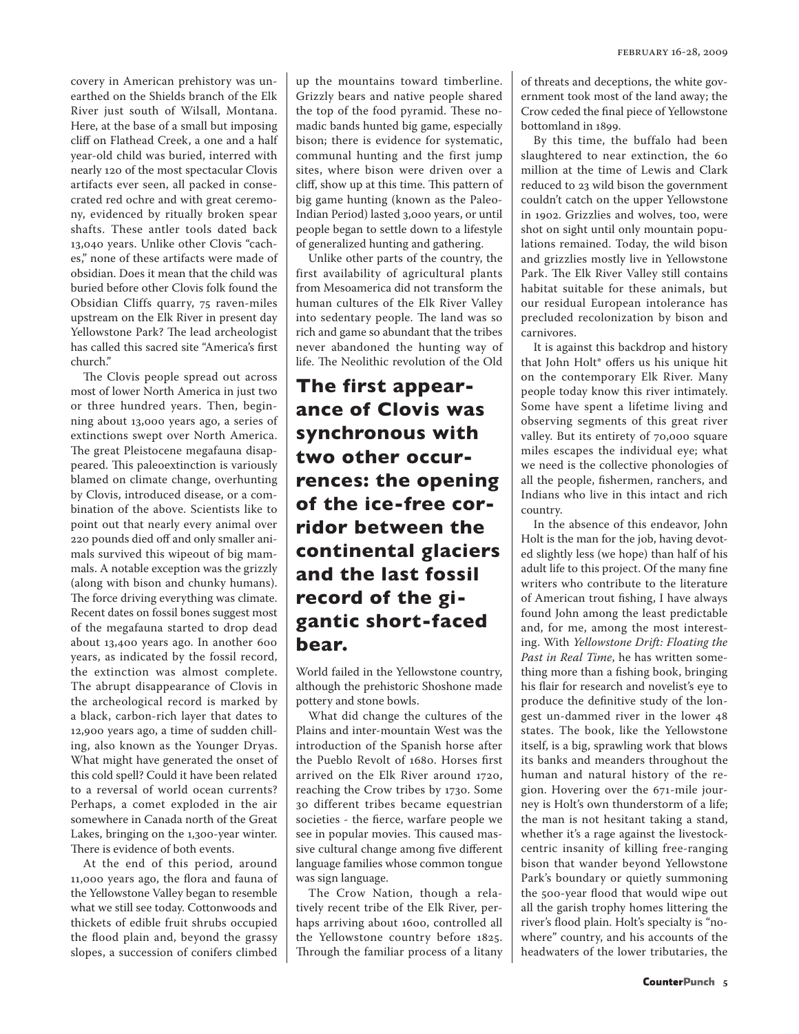covery in American prehistory was unearthed on the Shields branch of the Elk River just south of Wilsall, Montana. Here, at the base of a small but imposing cliff on Flathead Creek, a one and a half year-old child was buried, interred with nearly 120 of the most spectacular Clovis artifacts ever seen, all packed in consecrated red ochre and with great ceremony, evidenced by ritually broken spear shafts. These antler tools dated back 13,040 years. Unlike other Clovis "caches," none of these artifacts were made of obsidian. Does it mean that the child was buried before other Clovis folk found the Obsidian Cliffs quarry, 75 raven-miles upstream on the Elk River in present day Yellowstone Park? The lead archeologist has called this sacred site "America's first church."

The Clovis people spread out across most of lower North America in just two or three hundred years. Then, beginning about 13,000 years ago, a series of extinctions swept over North America. The great Pleistocene megafauna disappeared. This paleoextinction is variously blamed on climate change, overhunting by Clovis, introduced disease, or a combination of the above. Scientists like to point out that nearly every animal over 220 pounds died off and only smaller animals survived this wipeout of big mammals. A notable exception was the grizzly (along with bison and chunky humans). The force driving everything was climate. Recent dates on fossil bones suggest most of the megafauna started to drop dead about 13,400 years ago. In another 600 years, as indicated by the fossil record, the extinction was almost complete. The abrupt disappearance of Clovis in the archeological record is marked by a black, carbon-rich layer that dates to 12,900 years ago, a time of sudden chilling, also known as the Younger Dryas. What might have generated the onset of this cold spell? Could it have been related to a reversal of world ocean currents? Perhaps, a comet exploded in the air somewhere in Canada north of the Great Lakes, bringing on the 1,300-year winter. There is evidence of both events.

At the end of this period, around 11,000 years ago, the flora and fauna of the Yellowstone Valley began to resemble what we still see today. Cottonwoods and thickets of edible fruit shrubs occupied the flood plain and, beyond the grassy slopes, a succession of conifers climbed up the mountains toward timberline. Grizzly bears and native people shared the top of the food pyramid. These nomadic bands hunted big game, especially bison; there is evidence for systematic, communal hunting and the first jump sites, where bison were driven over a cliff, show up at this time. This pattern of big game hunting (known as the Paleo-Indian Period) lasted 3,000 years, or until people began to settle down to a lifestyle of generalized hunting and gathering.

Unlike other parts of the country, the first availability of agricultural plants from Mesoamerica did not transform the human cultures of the Elk River Valley into sedentary people. The land was so rich and game so abundant that the tribes never abandoned the hunting way of life. The Neolithic revolution of the Old World failed in the Yellowstone country, although the prehistoric Shoshone made pottery and stone bowls.

**The first appearance of Clovis was synchronous with two other occurrences: the opening of the ice-free corridor between the continental glaciers and the last fossil record of the gigantic short-faced bear.**

What did change the cultures of the Plains and inter-mountain West was the introduction of the Spanish horse after the Pueblo Revolt of 1680. Horses first arrived on the Elk River around 1720, reaching the Crow tribes by 1730. Some 30 different tribes became equestrian societies - the fierce, warfare people we see in popular movies. This caused massive cultural change among five different language families whose common tongue was sign language.

The Crow Nation, though a relatively recent tribe of the Elk River, perhaps arriving about 1600, controlled all the Yellowstone country before 1825. Through the familiar process of a litany of threats and deceptions, the white government took most of the land away; the Crow ceded the final piece of Yellowstone bottomland in 1899.

By this time, the buffalo had been slaughtered to near extinction, the 60 million at the time of Lewis and Clark reduced to 23 wild bison the government couldn't catch on the upper Yellowstone in 1902. Grizzlies and wolves, too, were shot on sight until only mountain populations remained. Today, the wild bison and grizzlies mostly live in Yellowstone Park. The Elk River Valley still contains habitat suitable for these animals, but our residual European intolerance has precluded recolonization by bison and carnivores.

It is against this backdrop and history that John Holt* offers us his unique hit on the contemporary Elk River. Many people today know this river intimately. Some have spent a lifetime living and observing segments of this great river valley. But its entirety of 70,000 square miles escapes the individual eye; what we need is the collective phonologies of all the people, fishermen, ranchers, and Indians who live in this intact and rich country.

In the absence of this endeavor, John Holt is the man for the job, having devoted slightly less (we hope) than half of his adult life to this project. Of the many fine writers who contribute to the literature of American trout fishing, I have always found John among the least predictable and, for me, among the most interesting. With *Yellowstone Drift: Floating the Past in Real Time*, he has written something more than a fishing book, bringing his flair for research and novelist's eye to produce the definitive study of the longest un-dammed river in the lower 48 states. The book, like the Yellowstone itself, is a big, sprawling work that blows its banks and meanders throughout the human and natural history of the region. Hovering over the 671-mile journey is Holt's own thunderstorm of a life; the man is not hesitant taking a stand, whether it's a rage against the livestock-centric insanity of killing free-ranging bison that wander beyond Yellowstone Park's boundary or quietly summoning the 500-year flood that would wipe out all the garish trophy homes littering the river's flood plain. Holt's specialty is "nowhere" country, and his accounts of the headwaters of the lower tributaries, the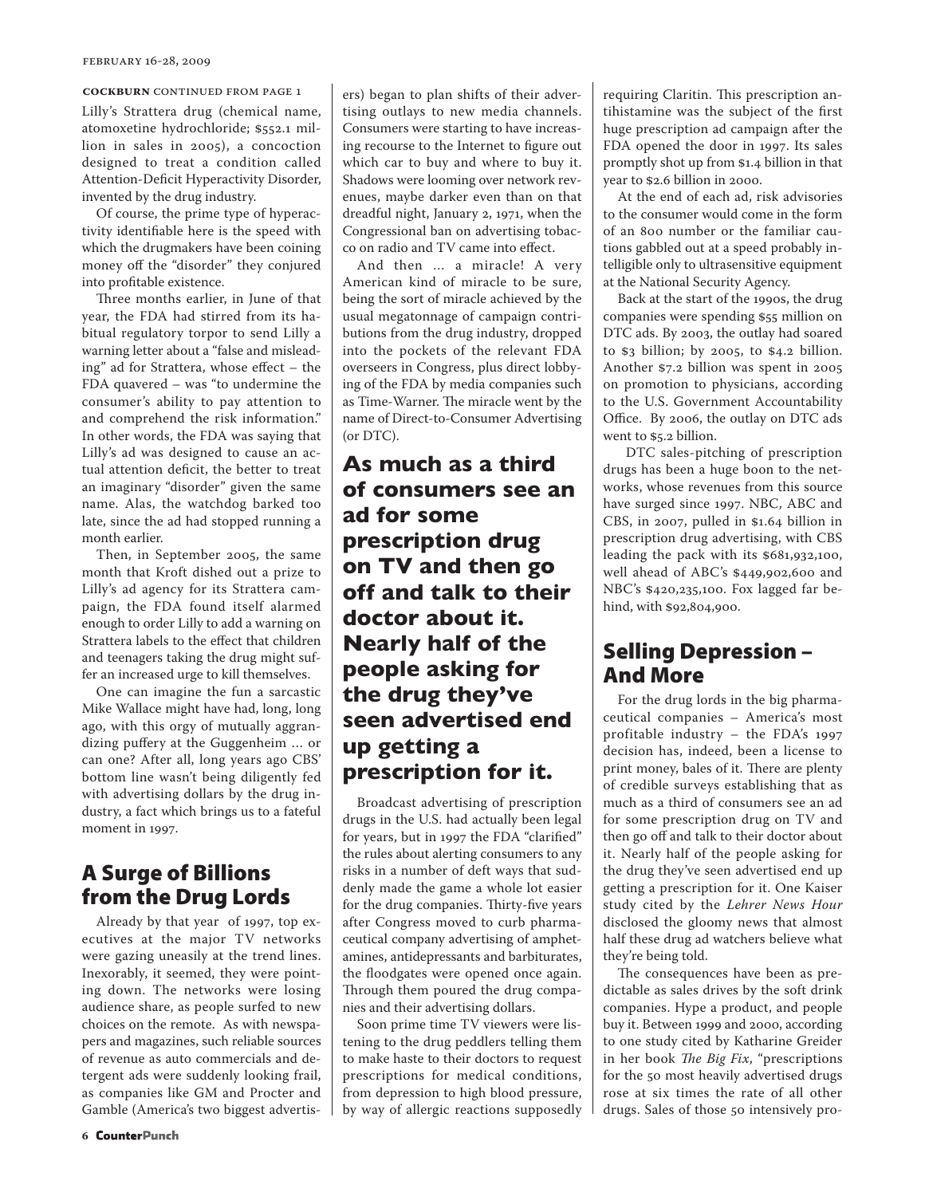**COCKBURN** CONTINUED FROM PAGE 1

Lilly's Strattera drug (chemical name, atomoxetine hydrochloride; $552.1 million in sales in 2005), a concoction designed to treat a condition called Attention-Deficit Hyperactivity Disorder, invented by the drug industry.

Of course, the prime type of hyperactivity identifiable here is the speed with which the drugmakers have been coining money off the "disorder" they conjured into profitable existence.

Three months earlier, in June of that year, the FDA had stirred from its habitual regulatory torpor to send Lilly a warning letter about a "false and misleading" ad for Strattera, whose effect – the FDA quavered – was "to undermine the consumer's ability to pay attention to and comprehend the risk information." In other words, the FDA was saying that Lilly's ad was designed to cause an actual attention deficit, the better to treat an imaginary "disorder" given the same name. Alas, the watchdog barked too late, since the ad had stopped running a month earlier.

Then, in September 2005, the same month that Kroft dished out a prize to Lilly's ad agency for its Strattera campaign, the FDA found itself alarmed enough to order Lilly to add a warning on Strattera labels to the effect that children and teenagers taking the drug might suffer an increased urge to kill themselves.

One can imagine the fun a sarcastic Mike Wallace might have had, long, long ago, with this orgy of mutually aggrandizing puffery at the Guggenheim … or can one? After all, long years ago CBS' bottom line wasn't being diligently fed with advertising dollars by the drug industry, a fact which brings us to a fateful moment in 1997.

## A Surge of Billions from the Drug Lords

Already by that year of 1997, top executives at the major TV networks were gazing uneasily at the trend lines. Inexorably, it seemed, they were pointing down. The networks were losing audience share, as people surfed to new choices on the remote. As with newspapers and magazines, such reliable sources of revenue as auto commercials and detergent ads were suddenly looking frail, as companies like GM and Procter and Gamble (America's two biggest advertisers) began to plan shifts of their advertising outlays to new media channels. Consumers were starting to have increasing recourse to the Internet to figure out which car to buy and where to buy it. Shadows were looming over network revenues, maybe darker even than on that dreadful night, January 2, 1971, when the Congressional ban on advertising tobacco on radio and TV came into effect.

And then … a miracle! A very American kind of miracle to be sure, being the sort of miracle achieved by the usual megatonnage of campaign contributions from the drug industry, dropped into the pockets of the relevant FDA overseers in Congress, plus direct lobbying of the FDA by media companies such as Time-Warner. The miracle went by the name of Direct-to-Consumer Advertising (or DTC).

**As much as a third of consumers see an ad for some prescription drug on TV and then go off and talk to their doctor about it. Nearly half of the people asking for the drug they've seen advertised end up getting a prescription for it.**

Broadcast advertising of prescription drugs in the U.S. had actually been legal for years, but in 1997 the FDA "clarified" the rules about alerting consumers to any risks in a number of deft ways that suddenly made the game a whole lot easier for the drug companies. Thirty-five years after Congress moved to curb pharmaceutical company advertising of amphetamines, antidepressants and barbiturates, the floodgates were opened once again. Through them poured the drug companies and their advertising dollars.

Soon prime time TV viewers were listening to the drug peddlers telling them to make haste to their doctors to request prescriptions for medical conditions, from depression to high blood pressure, by way of allergic reactions supposedly requiring Claritin. This prescription antihistamine was the subject of the first huge prescription ad campaign after the FDA opened the door in 1997. Its sales promptly shot up from $1.4 billion in that year to $2.6 billion in 2000.

At the end of each ad, risk advisories to the consumer would come in the form of an 800 number or the familiar cautions gabbled out at a speed probably intelligible only to ultrasensitive equipment at the National Security Agency.

Back at the start of the 1990s, the drug companies were spending $55 million on DTC ads. By 2003, the outlay had soared to $3 billion; by 2005, to $4.2 billion. Another $7.2 billion was spent in 2005 on promotion to physicians, according to the U.S. Government Accountability Office. By 2006, the outlay on DTC ads went to $5.2 billion.

DTC sales-pitching of prescription drugs has been a huge boon to the networks, whose revenues from this source have surged since 1997. NBC, ABC and CBS, in 2007, pulled in $1.64 billion in prescription drug advertising, with CBS leading the pack with its $681,932,100, well ahead of ABC's $449,902,600 and NBC's $420,235,100. Fox lagged far behind, with $92,804,900.

## Selling Depression – And More

For the drug lords in the big pharmaceutical companies – America's most profitable industry – the FDA's 1997 decision has, indeed, been a license to print money, bales of it. There are plenty of credible surveys establishing that as much as a third of consumers see an ad for some prescription drug on TV and then go off and talk to their doctor about it. Nearly half of the people asking for the drug they've seen advertised end up getting a prescription for it. One Kaiser study cited by the *Lehrer News Hour* disclosed the gloomy news that almost half these drug ad watchers believe what they're being told.

The consequences have been as predictable as sales drives by the soft drink companies. Hype a product, and people buy it. Between 1999 and 2000, according to one study cited by Katharine Greider in her book *The Big Fix*, "prescriptions for the 50 most heavily advertised drugs rose at six times the rate of all other drugs. Sales of those 50 intensively pro-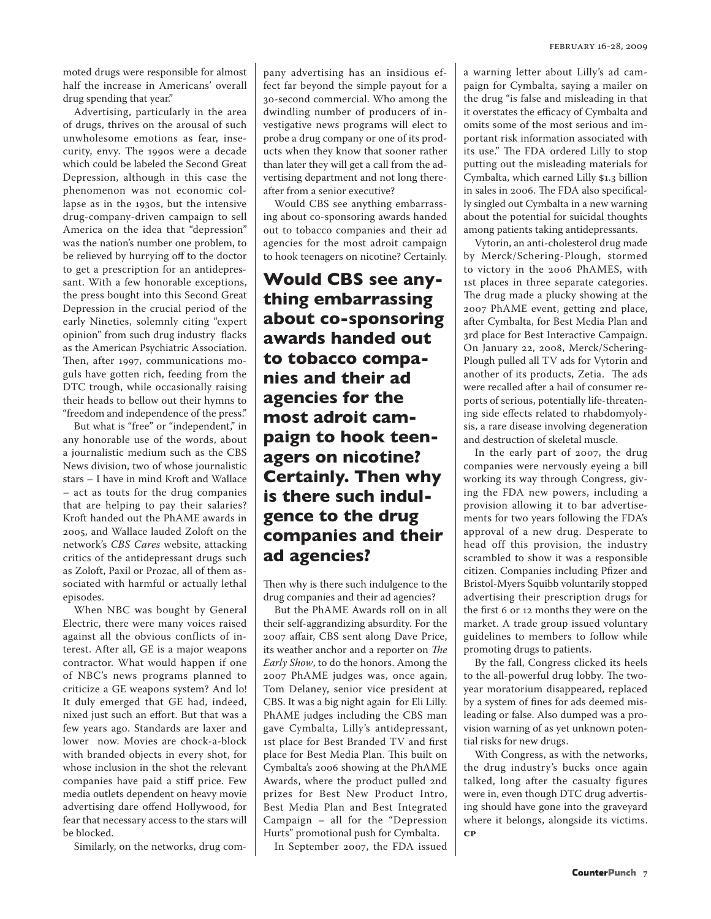moted drugs were responsible for almost half the increase in Americans' overall drug spending that year."

Advertising, particularly in the area of drugs, thrives on the arousal of such unwholesome emotions as fear, insecurity, envy. The 1990s were a decade which could be labeled the Second Great Depression, although in this case the phenomenon was not economic collapse as in the 1930s, but the intensive drug-company-driven campaign to sell America on the idea that "depression" was the nation's number one problem, to be relieved by hurrying off to the doctor to get a prescription for an antidepressant. With a few honorable exceptions, the press bought into this Second Great Depression in the crucial period of the early Nineties, solemnly citing "expert opinion" from such drug industry flacks as the American Psychiatric Association. Then, after 1997, communications moguls have gotten rich, feeding from the DTC trough, while occasionally raising their heads to bellow out their hymns to "freedom and independence of the press."

But what is "free" or "independent," in any honorable use of the words, about a journalistic medium such as the CBS News division, two of whose journalistic stars – I have in mind Kroft and Wallace – act as touts for the drug companies that are helping to pay their salaries? Kroft handed out the PhAME awards in 2005, and Wallace lauded Zoloft on the network's *CBS Cares* website, attacking critics of the antidepressant drugs such as Zoloft, Paxil or Prozac, all of them associated with harmful or actually lethal episodes.

When NBC was bought by General Electric, there were many voices raised against all the obvious conflicts of interest. After all, GE is a major weapons contractor. What would happen if one of NBC's news programs planned to criticize a GE weapons system? And lo! It duly emerged that GE had, indeed, nixed just such an effort. But that was a few years ago. Standards are laxer and lower now. Movies are chock-a-block with branded objects in every shot, for whose inclusion in the shot the relevant companies have paid a stiff price. Few media outlets dependent on heavy movie advertising dare offend Hollywood, for fear that necessary access to the stars will be blocked.

Similarly, on the networks, drug company advertising has an insidious effect far beyond the simple payout for a 30-second commercial. Who among the dwindling number of producers of investigative news programs will elect to probe a drug company or one of its products when they know that sooner rather than later they will get a call from the advertising department and not long thereafter from a senior executive?

Would CBS see anything embarrassing about co-sponsoring awards handed out to tobacco companies and their ad agencies for the most adroit campaign to hook teenagers on nicotine? Certainly.

**Would CBS see anything embarrassing about co-sponsoring awards handed out to tobacco companies and their ad agencies for the most adroit campaign to hook teenagers on nicotine? Certainly. Then why is there such indulgence to the drug companies and their ad agencies?**

Then why is there such indulgence to the drug companies and their ad agencies?

But the PhAME Awards roll on in all their self-aggrandizing absurdity. For the 2007 affair, CBS sent along Dave Price, its weather anchor and a reporter on *The Early Show*, to do the honors. Among the 2007 PhAME judges was, once again, Tom Delaney, senior vice president at CBS. It was a big night again for Eli Lilly. PhAME judges including the CBS man gave Cymbalta, Lilly's antidepressant, 1st place for Best Branded TV and first place for Best Media Plan. This built on Cymbalta's 2006 showing at the PhAME Awards, where the product pulled 2nd prizes for Best New Product Intro, Best Media Plan and Best Integrated Campaign – all for the "Depression Hurts" promotional push for Cymbalta.

In September 2007, the FDA issued a warning letter about Lilly's ad campaign for Cymbalta, saying a mailer on the drug "is false and misleading in that it overstates the efficacy of Cymbalta and omits some of the most serious and important risk information associated with its use." The FDA ordered Lilly to stop putting out the misleading materials for Cymbalta, which earned Lilly $1.3 billion in sales in 2006. The FDA also specifically singled out Cymbalta in a new warning about the potential for suicidal thoughts among patients taking antidepressants.

Vytorin, an anti-cholesterol drug made by Merck/Schering-Plough, stormed to victory in the 2006 PhAMES, with 1st places in three separate categories. The drug made a plucky showing at the 2007 PhAME event, getting 2nd place, after Cymbalta, for Best Media Plan and 3rd place for Best Interactive Campaign. On January 22, 2008, Merck/Schering-Plough pulled all TV ads for Vytorin and another of its products, Zetia. The ads were recalled after a hail of consumer reports of serious, potentially life-threatening side effects related to rhabdomyolysis, a rare disease involving degeneration and destruction of skeletal muscle.

In the early part of 2007, the drug companies were nervously eyeing a bill working its way through Congress, giving the FDA new powers, including a provision allowing it to bar advertisements for two years following the FDA's approval of a new drug. Desperate to head off this provision, the industry scrambled to show it was a responsible citizen. Companies including Pfizer and Bristol-Myers Squibb voluntarily stopped advertising their prescription drugs for the first 6 or 12 months they were on the market. A trade group issued voluntary guidelines to members to follow while promoting drugs to patients.

By the fall, Congress clicked its heels to the all-powerful drug lobby. The two-year moratorium disappeared, replaced by a system of fines for ads deemed misleading or false. Also dumped was a provision warning of as yet unknown potential risks for new drugs.

With Congress, as with the networks, the drug industry's bucks once again talked, long after the casualty figures were in, even though DTC drug advertising should have gone into the graveyard where it belongs, alongside its victims. **CP**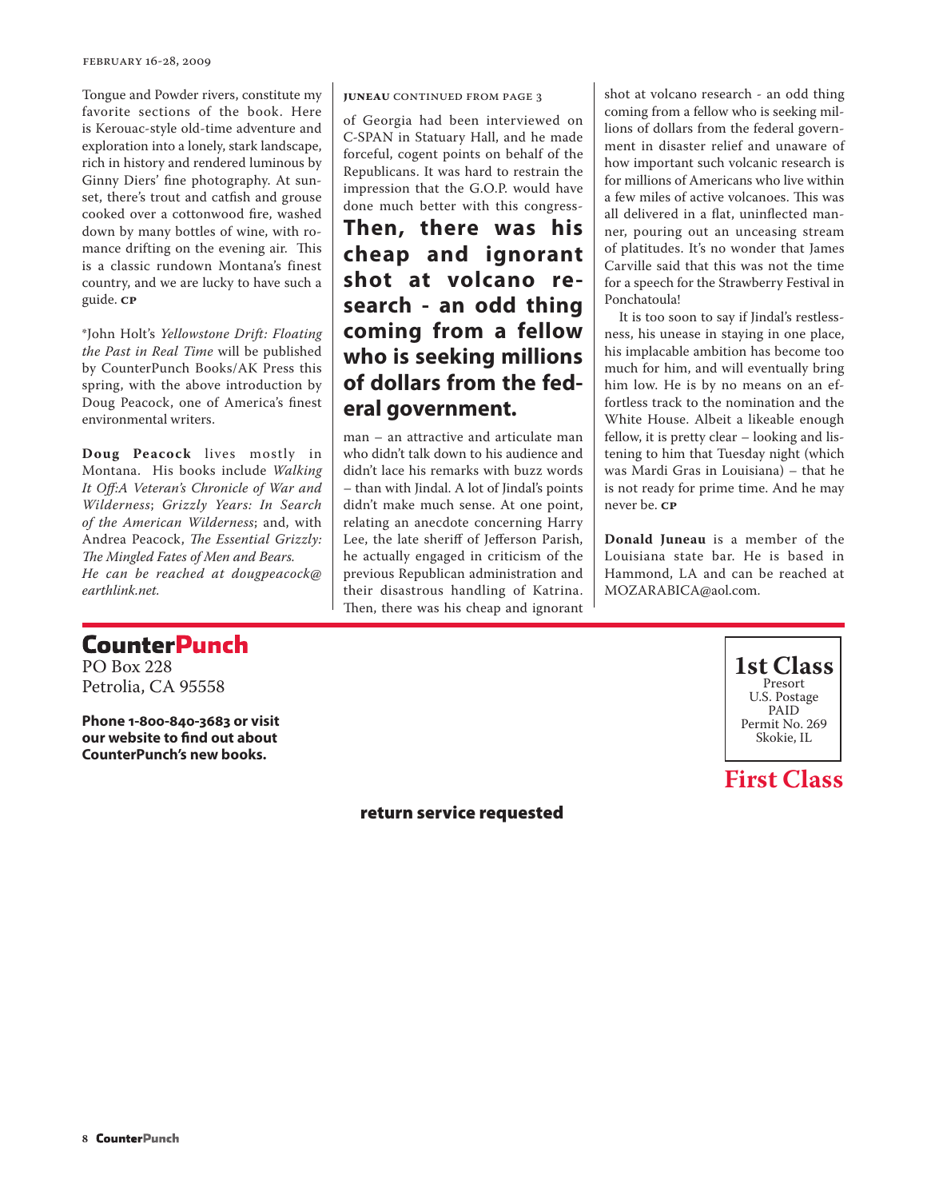Tongue and Powder rivers, constitute my favorite sections of the book. Here is Kerouac-style old-time adventure and exploration into a lonely, stark landscape, rich in history and rendered luminous by Ginny Diers' fine photography. At sunset, there's trout and catfish and grouse cooked over a cottonwood fire, washed down by many bottles of wine, with romance drifting on the evening air. This is a classic rundown Montana's finest country, and we are lucky to have such a guide. **CP**

*John Holt's *Yellowstone Drift: Floating the Past in Real Time* will be published by CounterPunch Books/AK Press this spring, with the above introduction by Doug Peacock, one of America's finest environmental writers.

**Doug Peacock** lives mostly in Montana. His books include *Walking It Off:A Veteran's Chronicle of War and Wilderness*; *Grizzly Years: In Search of the American Wilderness*; and, with Andrea Peacock, *The Essential Grizzly: The Mingled Fates of Men and Bears.*
*He can be reached at dougpeacock@earthlink.net.*

**JUNEAU** CONTINUED FROM PAGE 3

of Georgia had been interviewed on C-SPAN in Statuary Hall, and he made forceful, cogent points on behalf of the Republicans. It was hard to restrain the impression that the G.O.P. would have done much better with this congressman – an attractive and articulate man who didn't talk down to his audience and didn't lace his remarks with buzz words – than with Jindal. A lot of Jindal's points didn't make much sense. At one point, relating an anecdote concerning Harry Lee, the late sheriff of Jefferson Parish, he actually engaged in criticism of the previous Republican administration and their disastrous handling of Katrina. Then, there was his cheap and ignorant shot at volcano research - an odd thing coming from a fellow who is seeking millions of dollars from the federal government in disaster relief and unaware of how important such volcanic research is for millions of Americans who live within a few miles of active volcanoes. This was all delivered in a flat, uninflected manner, pouring out an unceasing stream of platitudes. It's no wonder that James Carville said that this was not the time for a speech for the Strawberry Festival in Ponchatoula!

**Then, there was his cheap and ignorant shot at volcano research - an odd thing coming from a fellow who is seeking millions of dollars from the federal government.**

It is too soon to say if Jindal's restlessness, his unease in staying in one place, his implacable ambition has become too much for him, and will eventually bring him low. He is by no means on an effortless track to the nomination and the White House. Albeit a likeable enough fellow, it is pretty clear – looking and listening to him that Tuesday night (which was Mardi Gras in Louisiana) – that he is not ready for prime time. And he may never be. **CP**

**Donald Juneau** is a member of the Louisiana state bar. He is based in Hammond, LA and can be reached at MOZARABICA@aol.com.

**CounterPunch**
PO Box 228
Petrolia, CA 95558

**Phone 1-800-840-3683 or visit our website to find out about CounterPunch's new books.**

**1st Class**
Presort
U.S. Postage
PAID
Permit No. 269
Skokie, IL

**First Class**

**return service requested**